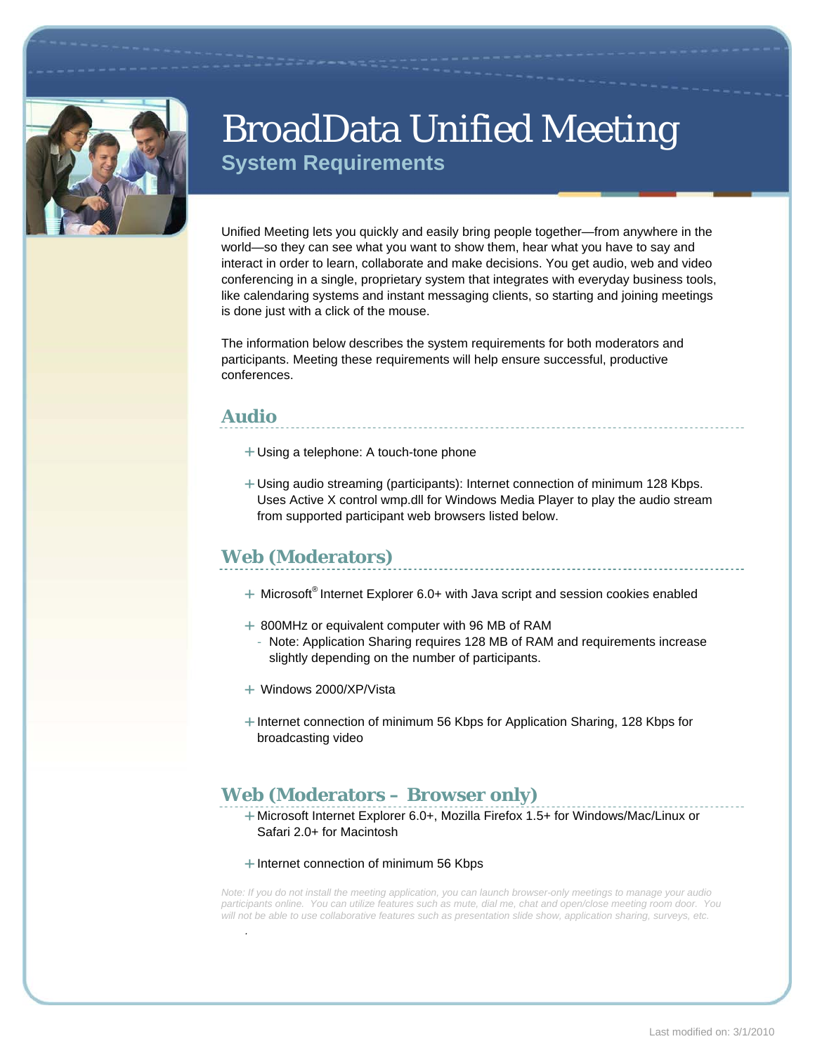# BroadData Unified Meeting

## System Requirements

Unified Meeting lets you quickly and easily bring people together—from anywhere in the world—so they can see what you want to show them, hear what you have to say and interact in order to learn, collaborate and make decisions. You get audio, web and video conferencing in a single, proprietary system that integrates with everyday business tools, like calendaring systems and instant messaging clients, so starting and joining meetings is done just with a click of the mouse.

The information below describes the system requirements for both moderators and participants. Meeting these requirements will help ensure successful, productive conferences.

### Audio

- Using a telephone: A touch-tone phone
- Using audio streaming (participants): Internet connection of minimum 128 Kbps. Uses Active X control wmp.dll for Windows Media Player to play the audio stream from supported participant web browsers listed below.

### Web (Moderators)

- Microsoft® Internet Explorer 6.0+ with Java script and session cookies enabled
- 800MHz or equivalent computer with 96 MB of RAM
  - Note: Application Sharing requires 128 MB of RAM and requirements increase slightly depending on the number of participants.
- Windows 2000/XP/Vista
- Internet connection of minimum 56 Kbps for Application Sharing, 128 Kbps for broadcasting video

### Web (Moderators – Browser only)

- Microsoft Internet Explorer 6.0+, Mozilla Firefox 1.5+ for Windows/Mac/Linux or Safari 2.0+ for Macintosh
- Internet connection of minimum 56 Kbps

*Note: If you do not install the meeting application, you can launch browser-only meetings to manage your audio participants online. You can utilize features such as mute, dial me, chat and open/close meeting room door. You will not be able to use collaborative features such as presentation slide show, application sharing, surveys, etc.*

Last modified on: 3/1/2010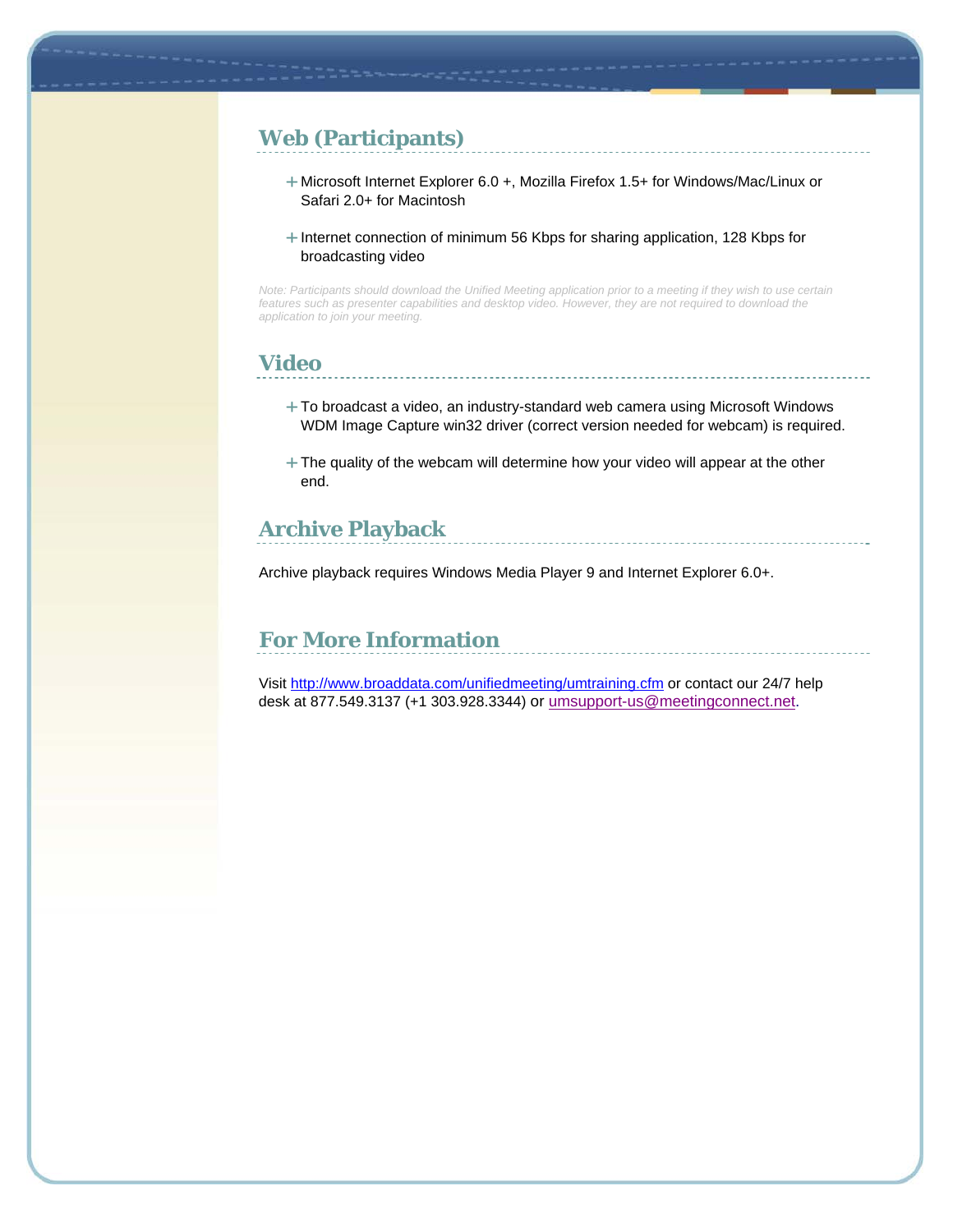## Web (Participants)

- Microsoft Internet Explorer 6.0 +, Mozilla Firefox 1.5+ for Windows/Mac/Linux or Safari 2.0+ for Macintosh
- Internet connection of minimum 56 Kbps for sharing application, 128 Kbps for broadcasting video

*Note: Participants should download the Unified Meeting application prior to a meeting if they wish to use certain features such as presenter capabilities and desktop video. However, they are not required to download the application to join your meeting.*

## Video

- To broadcast a video, an industry-standard web camera using Microsoft Windows WDM Image Capture win32 driver (correct version needed for webcam) is required.
- The quality of the webcam will determine how your video will appear at the other end.

## Archive Playback

Archive playback requires Windows Media Player 9 and Internet Explorer 6.0+.

## For More Information

Visit http://www.broaddata.com/unifiedmeeting/umtraining.cfm or contact our 24/7 help desk at 877.549.3137 (+1 303.928.3344) or umsupport-us@meetingconnect.net.